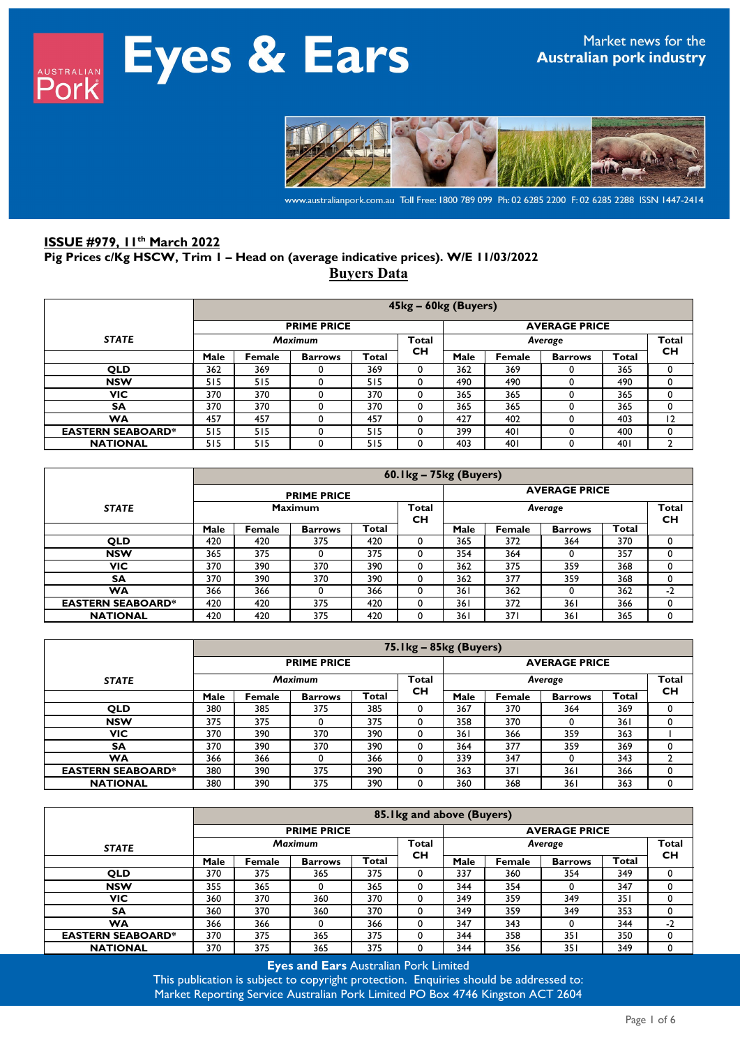# Eyes & Ears

Market news for the Australian pork industry

www.australianpork.com.au Toll Free: 1800 789 099 Ph: 02 6285 2200 F: 02 6285 2288 ISSN 1447-2414

**ISSUE #979, 11th March 2022**

**Pig Prices c/Kg HSCW, Trim 1 – Head on (average indicative prices). W/E 11/03/2022**

## Buyers Data

| STATE | 45kg – 60kg (Buyers) | | | | | | | | | |
|---|---|---|---|---|---|---|---|---|---|---|
| | PRIME PRICE | | | | | AVERAGE PRICE | | | | |
| | *Maximum* | | | | Total CH | *Average* | | | | Total CH |
| | Male | Female | Barrows | Total | | Male | Female | Barrows | Total | |
| QLD | 362 | 369 | 0 | 369 | 0 | 362 | 369 | 0 | 365 | 0 |
| NSW | 515 | 515 | 0 | 515 | 0 | 490 | 490 | 0 | 490 | 0 |
| VIC | 370 | 370 | 0 | 370 | 0 | 365 | 365 | 0 | 365 | 0 |
| SA | 370 | 370 | 0 | 370 | 0 | 365 | 365 | 0 | 365 | 0 |
| WA | 457 | 457 | 0 | 457 | 0 | 427 | 402 | 0 | 403 | 12 |
| EASTERN SEABOARD* | 515 | 515 | 0 | 515 | 0 | 399 | 401 | 0 | 400 | 0 |
| NATIONAL | 515 | 515 | 0 | 515 | 0 | 403 | 401 | 0 | 401 | 2 |

| STATE | 60.1kg – 75kg (Buyers) | | | | | | | | | |
|---|---|---|---|---|---|---|---|---|---|---|
| | PRIME PRICE | | | | | AVERAGE PRICE | | | | |
| | Maximum | | | | Total CH | *Average* | | | | Total CH |
| | Male | Female | Barrows | Total | | Male | Female | Barrows | Total | |
| QLD | 420 | 420 | 375 | 420 | 0 | 365 | 372 | 364 | 370 | 0 |
| NSW | 365 | 375 | 0 | 375 | 0 | 354 | 364 | 0 | 357 | 0 |
| VIC | 370 | 390 | 370 | 390 | 0 | 362 | 375 | 359 | 368 | 0 |
| SA | 370 | 390 | 370 | 390 | 0 | 362 | 377 | 359 | 368 | 0 |
| WA | 366 | 366 | 0 | 366 | 0 | 361 | 362 | 0 | 362 | -2 |
| EASTERN SEABOARD* | 420 | 420 | 375 | 420 | 0 | 361 | 372 | 361 | 366 | 0 |
| NATIONAL | 420 | 420 | 375 | 420 | 0 | 361 | 371 | 361 | 365 | 0 |

| STATE | 75.1kg – 85kg (Buyers) | | | | | | | | | |
|---|---|---|---|---|---|---|---|---|---|---|
| | PRIME PRICE | | | | | AVERAGE PRICE | | | | |
| | *Maximum* | | | | Total CH | *Average* | | | | Total CH |
| | Male | Female | Barrows | Total | | Male | Female | Barrows | Total | |
| QLD | 380 | 385 | 375 | 385 | 0 | 367 | 370 | 364 | 369 | 0 |
| NSW | 375 | 375 | 0 | 375 | 0 | 358 | 370 | 0 | 361 | 0 |
| VIC | 370 | 390 | 370 | 390 | 0 | 361 | 366 | 359 | 363 | 1 |
| SA | 370 | 390 | 370 | 390 | 0 | 364 | 377 | 359 | 369 | 0 |
| WA | 366 | 366 | 0 | 366 | 0 | 339 | 347 | 0 | 343 | 2 |
| EASTERN SEABOARD* | 380 | 390 | 375 | 390 | 0 | 363 | 371 | 361 | 366 | 0 |
| NATIONAL | 380 | 390 | 375 | 390 | 0 | 360 | 368 | 361 | 363 | 0 |

| STATE | 85.1kg and above (Buyers) | | | | | | | | | |
|---|---|---|---|---|---|---|---|---|---|---|
| | PRIME PRICE | | | | | AVERAGE PRICE | | | | |
| | *Maximum* | | | | Total CH | *Average* | | | | Total CH |
| | Male | Female | Barrows | Total | | Male | Female | Barrows | Total | |
| QLD | 370 | 375 | 365 | 375 | 0 | 337 | 360 | 354 | 349 | 0 |
| NSW | 355 | 365 | 0 | 365 | 0 | 344 | 354 | 0 | 347 | 0 |
| VIC | 360 | 370 | 360 | 370 | 0 | 349 | 359 | 349 | 351 | 0 |
| SA | 360 | 370 | 360 | 370 | 0 | 349 | 359 | 349 | 353 | 0 |
| WA | 366 | 366 | 0 | 366 | 0 | 347 | 343 | 0 | 344 | -2 |
| EASTERN SEABOARD* | 370 | 375 | 365 | 375 | 0 | 344 | 358 | 351 | 350 | 0 |
| NATIONAL | 370 | 375 | 365 | 375 | 0 | 344 | 356 | 351 | 349 | 0 |

**Eyes and Ears** Australian Pork Limited
This publication is subject to copyright protection. Enquiries should be addressed to:
Market Reporting Service Australian Pork Limited PO Box 4746 Kingston ACT 2604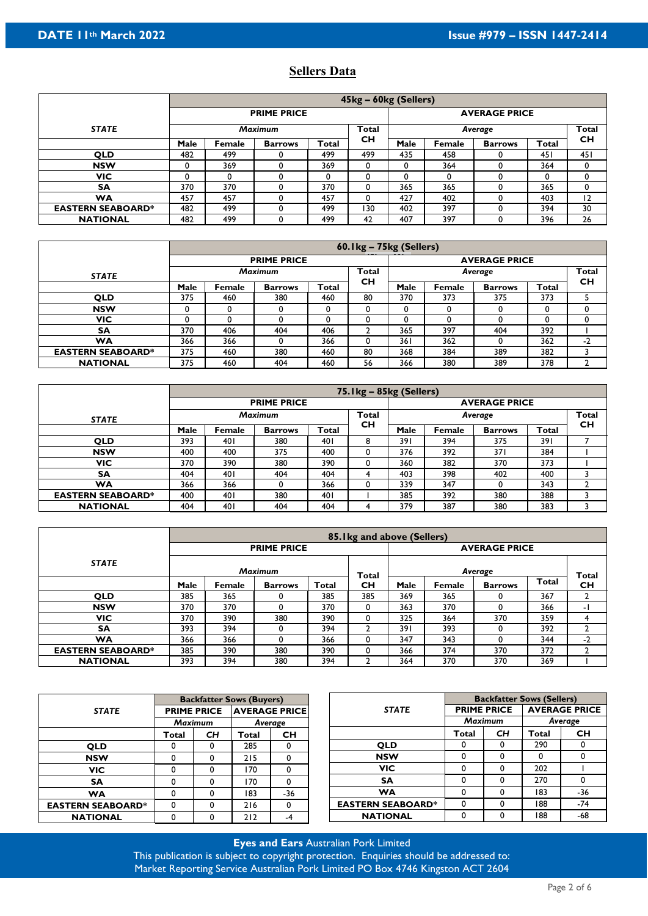DATE 11th March 2022 | Issue #979 – ISSN 1447-2414

## Sellers Data

| STATE | 45kg – 60kg (Sellers) | | | | | | | | | |
|---|---|---|---|---|---|---|---|---|---|---|
| | PRIME PRICE | | | | | AVERAGE PRICE | | | | |
| | Maximum | | | | Total CH | Average | | | | Total CH |
| | Male | Female | Barrows | Total | | Male | Female | Barrows | Total | |
| QLD | 482 | 499 | 0 | 499 | 499 | 435 | 458 | 0 | 451 | 451 |
| NSW | 0 | 369 | 0 | 369 | 0 | 0 | 364 | 0 | 364 | 0 |
| VIC | 0 | 0 | 0 | 0 | 0 | 0 | 0 | 0 | 0 | 0 |
| SA | 370 | 370 | 0 | 370 | 0 | 365 | 365 | 0 | 365 | 0 |
| WA | 457 | 457 | 0 | 457 | 0 | 427 | 402 | 0 | 403 | 12 |
| EASTERN SEABOARD* | 482 | 499 | 0 | 499 | 130 | 402 | 397 | 0 | 394 | 30 |
| NATIONAL | 482 | 499 | 0 | 499 | 42 | 407 | 397 | 0 | 396 | 26 |

| STATE | 60.1kg – 75kg (Sellers) | | | | | | | | | |
|---|---|---|---|---|---|---|---|---|---|---|
| | PRIME PRICE | | | | | AVERAGE PRICE | | | | |
| | Maximum | | | | Total CH | Average | | | | Total CH |
| | Male | Female | Barrows | Total | | Male | Female | Barrows | Total | |
| QLD | 375 | 460 | 380 | 460 | 80 | 370 | 373 | 375 | 373 | 5 |
| NSW | 0 | 0 | 0 | 0 | 0 | 0 | 0 | 0 | 0 | 0 |
| VIC | 0 | 0 | 0 | 0 | 0 | 0 | 0 | 0 | 0 | 0 |
| SA | 370 | 406 | 404 | 406 | 2 | 365 | 397 | 404 | 392 | 1 |
| WA | 366 | 366 | 0 | 366 | 0 | 361 | 362 | 0 | 362 | -2 |
| EASTERN SEABOARD* | 375 | 460 | 380 | 460 | 80 | 368 | 384 | 389 | 382 | 3 |
| NATIONAL | 375 | 460 | 404 | 460 | 56 | 366 | 380 | 389 | 378 | 2 |

| STATE | 75.1kg – 85kg (Sellers) | | | | | | | | | |
|---|---|---|---|---|---|---|---|---|---|---|
| | PRIME PRICE | | | | | AVERAGE PRICE | | | | |
| | Maximum | | | | Total CH | Average | | | | Total CH |
| | Male | Female | Barrows | Total | | Male | Female | Barrows | Total | |
| QLD | 393 | 401 | 380 | 401 | 8 | 391 | 394 | 375 | 391 | 7 |
| NSW | 400 | 400 | 375 | 400 | 0 | 376 | 392 | 371 | 384 | 1 |
| VIC | 370 | 390 | 380 | 390 | 0 | 360 | 382 | 370 | 373 | 1 |
| SA | 404 | 401 | 404 | 404 | 4 | 403 | 398 | 402 | 400 | 3 |
| WA | 366 | 366 | 0 | 366 | 0 | 339 | 347 | 0 | 343 | 2 |
| EASTERN SEABOARD* | 400 | 401 | 380 | 401 | 1 | 385 | 392 | 380 | 388 | 3 |
| NATIONAL | 404 | 401 | 404 | 404 | 4 | 379 | 387 | 380 | 383 | 3 |

| STATE | 85.1kg and above (Sellers) | | | | | | | | | |
|---|---|---|---|---|---|---|---|---|---|---|
| | PRIME PRICE | | | | | AVERAGE PRICE | | | | |
| | Maximum | | | | Total CH | Average | | | | Total CH |
| | Male | Female | Barrows | Total | | Male | Female | Barrows | Total | |
| QLD | 385 | 365 | 0 | 385 | 385 | 369 | 365 | 0 | 367 | 2 |
| NSW | 370 | 370 | 0 | 370 | 0 | 363 | 370 | 0 | 366 | -1 |
| VIC | 370 | 390 | 380 | 390 | 0 | 325 | 364 | 370 | 359 | 4 |
| SA | 393 | 394 | 0 | 394 | 2 | 391 | 393 | 0 | 392 | 2 |
| WA | 366 | 366 | 0 | 366 | 0 | 347 | 343 | 0 | 344 | -2 |
| EASTERN SEABOARD* | 385 | 390 | 380 | 390 | 0 | 366 | 374 | 370 | 372 | 2 |
| NATIONAL | 393 | 394 | 380 | 394 | 2 | 364 | 370 | 370 | 369 | 1 |

| STATE | Backfatter Sows (Buyers) | | | |
|---|---|---|---|---|
| | PRIME PRICE | | AVERAGE PRICE | |
| | Maximum | | Average | |
| | Total | CH | Total | CH |
| QLD | 0 | 0 | 285 | 0 |
| NSW | 0 | 0 | 215 | 0 |
| VIC | 0 | 0 | 170 | 0 |
| SA | 0 | 0 | 170 | 0 |
| WA | 0 | 0 | 183 | -36 |
| EASTERN SEABOARD* | 0 | 0 | 216 | 0 |
| NATIONAL | 0 | 0 | 212 | -4 |

| STATE | Backfatter Sows (Sellers) | | | |
|---|---|---|---|---|
| | PRIME PRICE | | AVERAGE PRICE | |
| | Maximum | | Average | |
| | Total | CH | Total | CH |
| QLD | 0 | 0 | 290 | 0 |
| NSW | 0 | 0 | 0 | 0 |
| VIC | 0 | 0 | 202 | 1 |
| SA | 0 | 0 | 270 | 0 |
| WA | 0 | 0 | 183 | -36 |
| EASTERN SEABOARD* | 0 | 0 | 188 | -74 |
| NATIONAL | 0 | 0 | 188 | -68 |

**Eyes and Ears** Australian Pork Limited
This publication is subject to copyright protection. Enquiries should be addressed to:
Market Reporting Service Australian Pork Limited PO Box 4746 Kingston ACT 2604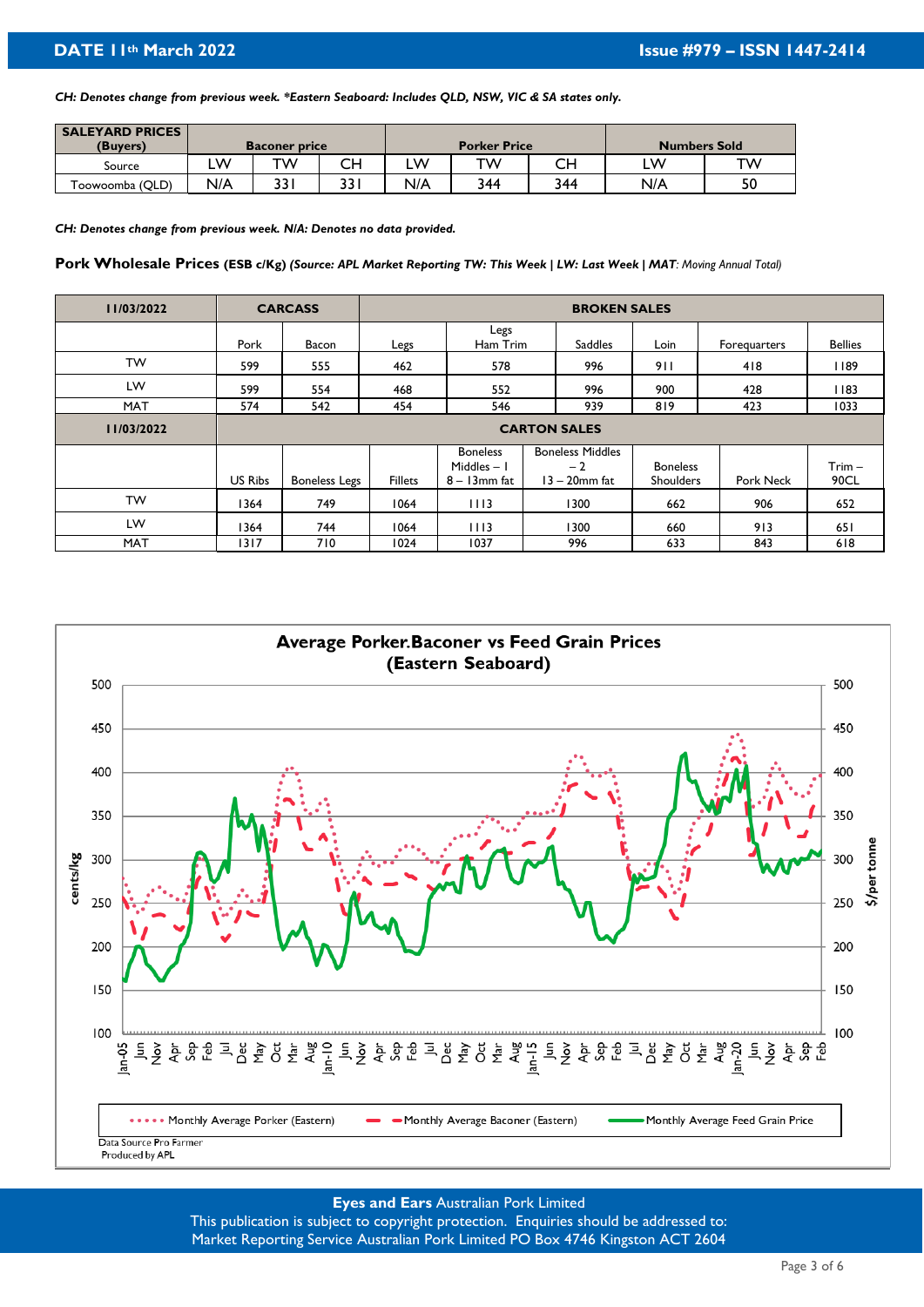**DATE 11th March 2022** | **Issue #979 – ISSN 1447-2414**

*CH: Denotes change from previous week. \*Eastern Seaboard: Includes QLD, NSW, VIC & SA states only.*

| SALEYARD PRICES (Buyers) | Baconer price | | | Porker Price | | | Numbers Sold | |
|---|---|---|---|---|---|---|---|---|
| Source | LW | TW | CH | LW | TW | CH | LW | TW |
| Toowoomba (QLD) | N/A | 331 | 331 | N/A | 344 | 344 | N/A | 50 |

*CH: Denotes change from previous week. N/A: Denotes no data provided.*

**Pork Wholesale Prices (ESB c/Kg)** *(Source: APL Market Reporting TW: This Week | LW: Last Week | MAT: Moving Annual Total)*

| 11/03/2022 | CARCASS | | BROKEN SALES | | | | | |
|---|---|---|---|---|---|---|---|---|
| | Pork | Bacon | Legs | Legs Ham Trim | Saddles | Loin | Forequarters | Bellies |
| TW | 599 | 555 | 462 | 578 | 996 | 911 | 418 | 1189 |
| LW | 599 | 554 | 468 | 552 | 996 | 900 | 428 | 1183 |
| MAT | 574 | 542 | 454 | 546 | 939 | 819 | 423 | 1033 |
| **11/03/2022** | **CARTON SALES** | | | | | | | |
| | US Ribs | Boneless Legs | Fillets | Boneless Middles – 1 8 – 13mm fat | Boneless Middles – 2 13 – 20mm fat | Boneless Shoulders | Pork Neck | Trim – 90CL |
| TW | 1364 | 749 | 1064 | 1113 | 1300 | 662 | 906 | 652 |
| LW | 1364 | 744 | 1064 | 1113 | 1300 | 660 | 913 | 651 |
| MAT | 1317 | 710 | 1024 | 1037 | 996 | 633 | 843 | 618 |

**Average Porker.Baconer vs Feed Grain Prices (Eastern Seaboard)**

Monthly Average Porker (Eastern) | Monthly Average Baconer (Eastern) | Monthly Average Feed Grain Price

Data Source Pro Farmer
Produced by APL

**Eyes and Ears** Australian Pork Limited
This publication is subject to copyright protection. Enquiries should be addressed to:
Market Reporting Service Australian Pork Limited PO Box 4746 Kingston ACT 2604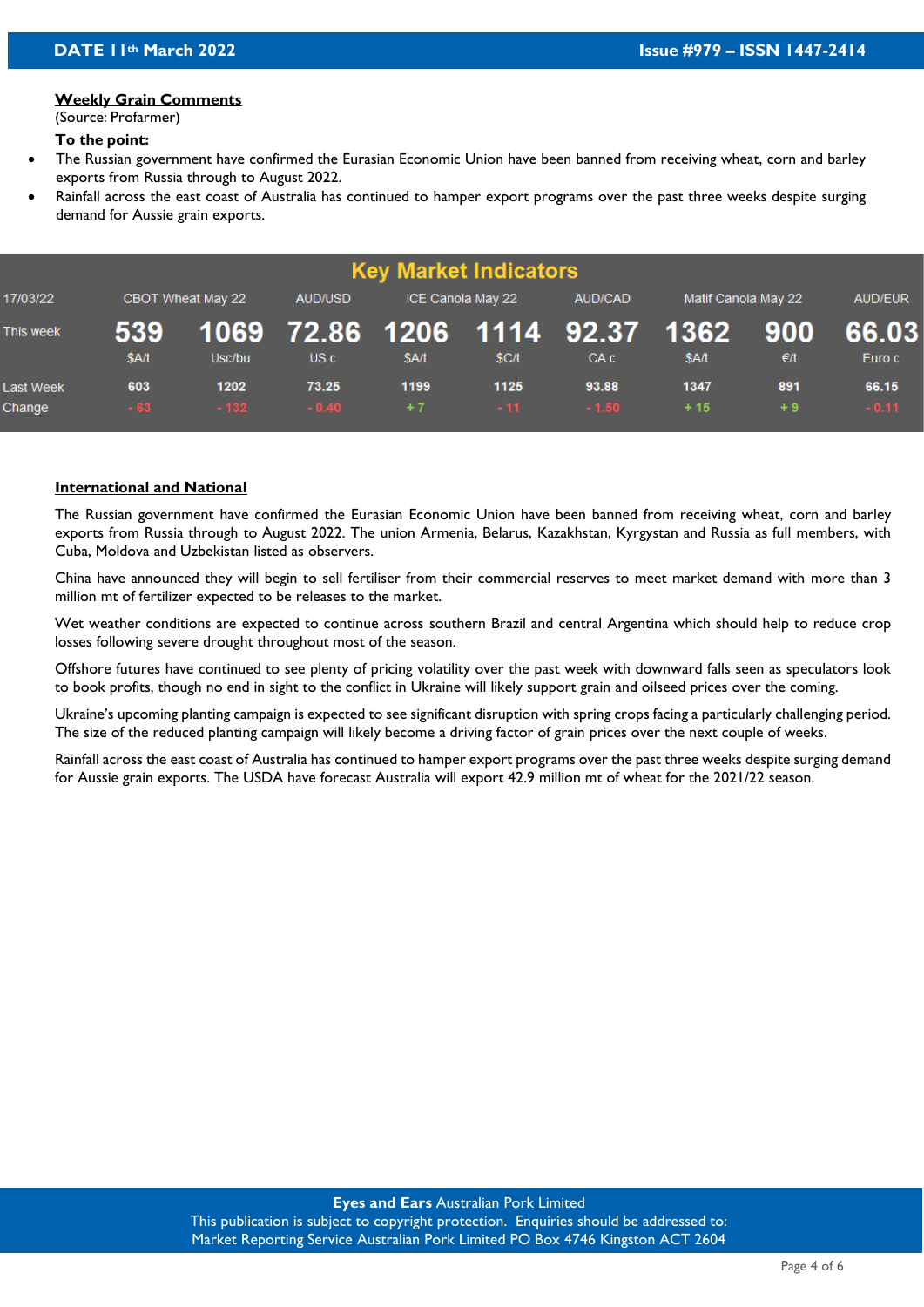DATE 11th March 2022 | Issue #979 – ISSN 1447-2414

**Weekly Grain Comments**
(Source: Profarmer)

**To the point:**

- The Russian government have confirmed the Eurasian Economic Union have been banned from receiving wheat, corn and barley exports from Russia through to August 2022.
- Rainfall across the east coast of Australia has continued to hamper export programs over the past three weeks despite surging demand for Aussie grain exports.

**Key Market Indicators**

| 17/03/22 | CBOT Wheat May 22 | | AUD/USD | ICE Canola May 22 | | AUD/CAD | Matif Canola May 22 | | AUD/EUR |
|---|---|---|---|---|---|---|---|---|---|
| This week | 539 | 1069 | 72.86 | 1206 | 1114 | 92.37 | 1362 | 900 | 66.03 |
| | $A/t | Usc/bu | US c | $A/t | $C/t | CA c | $A/t | €/t | Euro c |
| Last Week | 603 | 1202 | 73.25 | 1199 | 1125 | 93.88 | 1347 | 891 | 66.15 |
| Change | - 63 | - 132 | - 0.40 | + 7 | - 11 | - 1.50 | + 15 | + 9 | - 0.11 |

**International and National**

The Russian government have confirmed the Eurasian Economic Union have been banned from receiving wheat, corn and barley exports from Russia through to August 2022. The union Armenia, Belarus, Kazakhstan, Kyrgystan and Russia as full members, with Cuba, Moldova and Uzbekistan listed as observers.

China have announced they will begin to sell fertiliser from their commercial reserves to meet market demand with more than 3 million mt of fertilizer expected to be releases to the market.

Wet weather conditions are expected to continue across southern Brazil and central Argentina which should help to reduce crop losses following severe drought throughout most of the season.

Offshore futures have continued to see plenty of pricing volatility over the past week with downward falls seen as speculators look to book profits, though no end in sight to the conflict in Ukraine will likely support grain and oilseed prices over the coming.

Ukraine's upcoming planting campaign is expected to see significant disruption with spring crops facing a particularly challenging period. The size of the reduced planting campaign will likely become a driving factor of grain prices over the next couple of weeks.

Rainfall across the east coast of Australia has continued to hamper export programs over the past three weeks despite surging demand for Aussie grain exports. The USDA have forecast Australia will export 42.9 million mt of wheat for the 2021/22 season.

**Eyes and Ears** Australian Pork Limited
This publication is subject to copyright protection. Enquiries should be addressed to:
Market Reporting Service Australian Pork Limited PO Box 4746 Kingston ACT 2604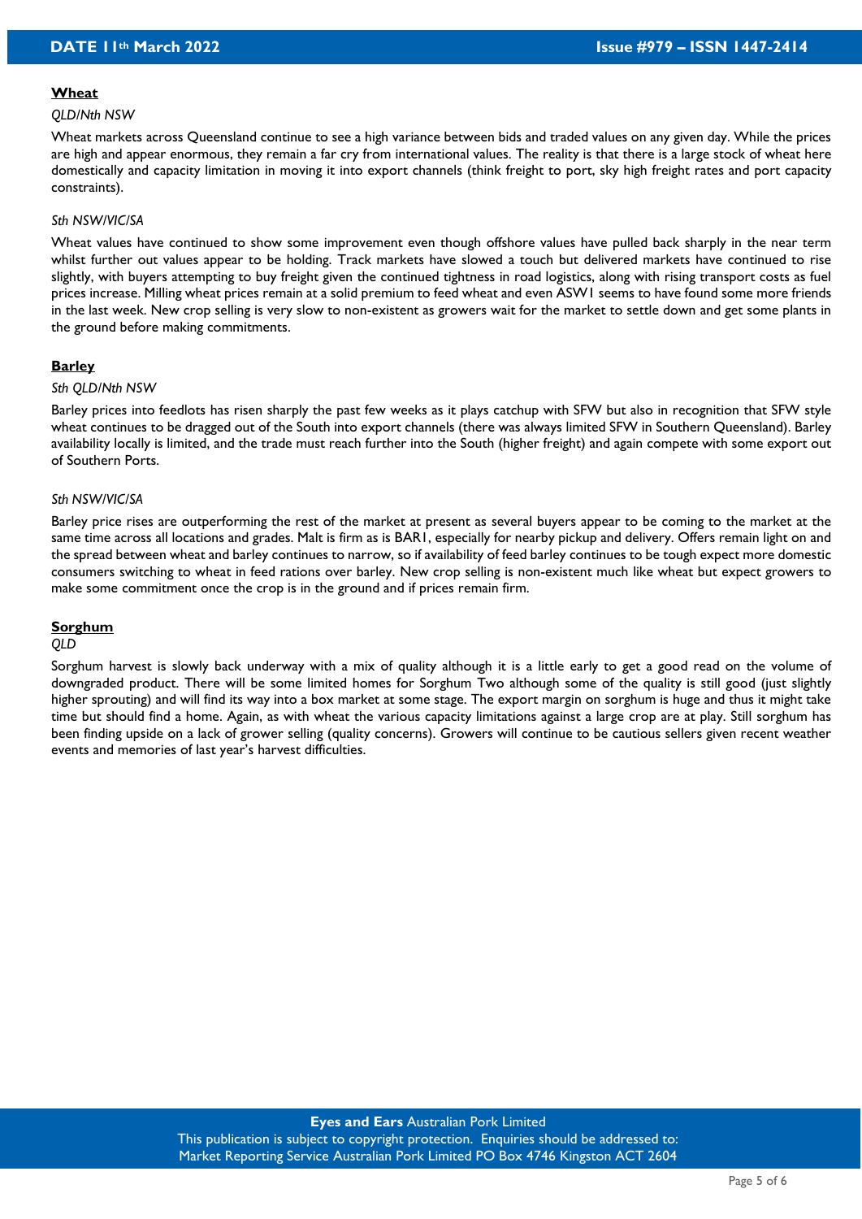## Wheat

*QLD/Nth NSW*

Wheat markets across Queensland continue to see a high variance between bids and traded values on any given day. While the prices are high and appear enormous, they remain a far cry from international values. The reality is that there is a large stock of wheat here domestically and capacity limitation in moving it into export channels (think freight to port, sky high freight rates and port capacity constraints).

*Sth NSW/VIC/SA*

Wheat values have continued to show some improvement even though offshore values have pulled back sharply in the near term whilst further out values appear to be holding. Track markets have slowed a touch but delivered markets have continued to rise slightly, with buyers attempting to buy freight given the continued tightness in road logistics, along with rising transport costs as fuel prices increase. Milling wheat prices remain at a solid premium to feed wheat and even ASW1 seems to have found some more friends in the last week. New crop selling is very slow to non-existent as growers wait for the market to settle down and get some plants in the ground before making commitments.

## Barley

*Sth QLD/Nth NSW*

Barley prices into feedlots has risen sharply the past few weeks as it plays catchup with SFW but also in recognition that SFW style wheat continues to be dragged out of the South into export channels (there was always limited SFW in Southern Queensland). Barley availability locally is limited, and the trade must reach further into the South (higher freight) and again compete with some export out of Southern Ports.

*Sth NSW/VIC/SA*

Barley price rises are outperforming the rest of the market at present as several buyers appear to be coming to the market at the same time across all locations and grades. Malt is firm as is BAR1, especially for nearby pickup and delivery. Offers remain light on and the spread between wheat and barley continues to narrow, so if availability of feed barley continues to be tough expect more domestic consumers switching to wheat in feed rations over barley. New crop selling is non-existent much like wheat but expect growers to make some commitment once the crop is in the ground and if prices remain firm.

## Sorghum

*QLD*

Sorghum harvest is slowly back underway with a mix of quality although it is a little early to get a good read on the volume of downgraded product. There will be some limited homes for Sorghum Two although some of the quality is still good (just slightly higher sprouting) and will find its way into a box market at some stage. The export margin on sorghum is huge and thus it might take time but should find a home. Again, as with wheat the various capacity limitations against a large crop are at play. Still sorghum has been finding upside on a lack of grower selling (quality concerns). Growers will continue to be cautious sellers given recent weather events and memories of last year's harvest difficulties.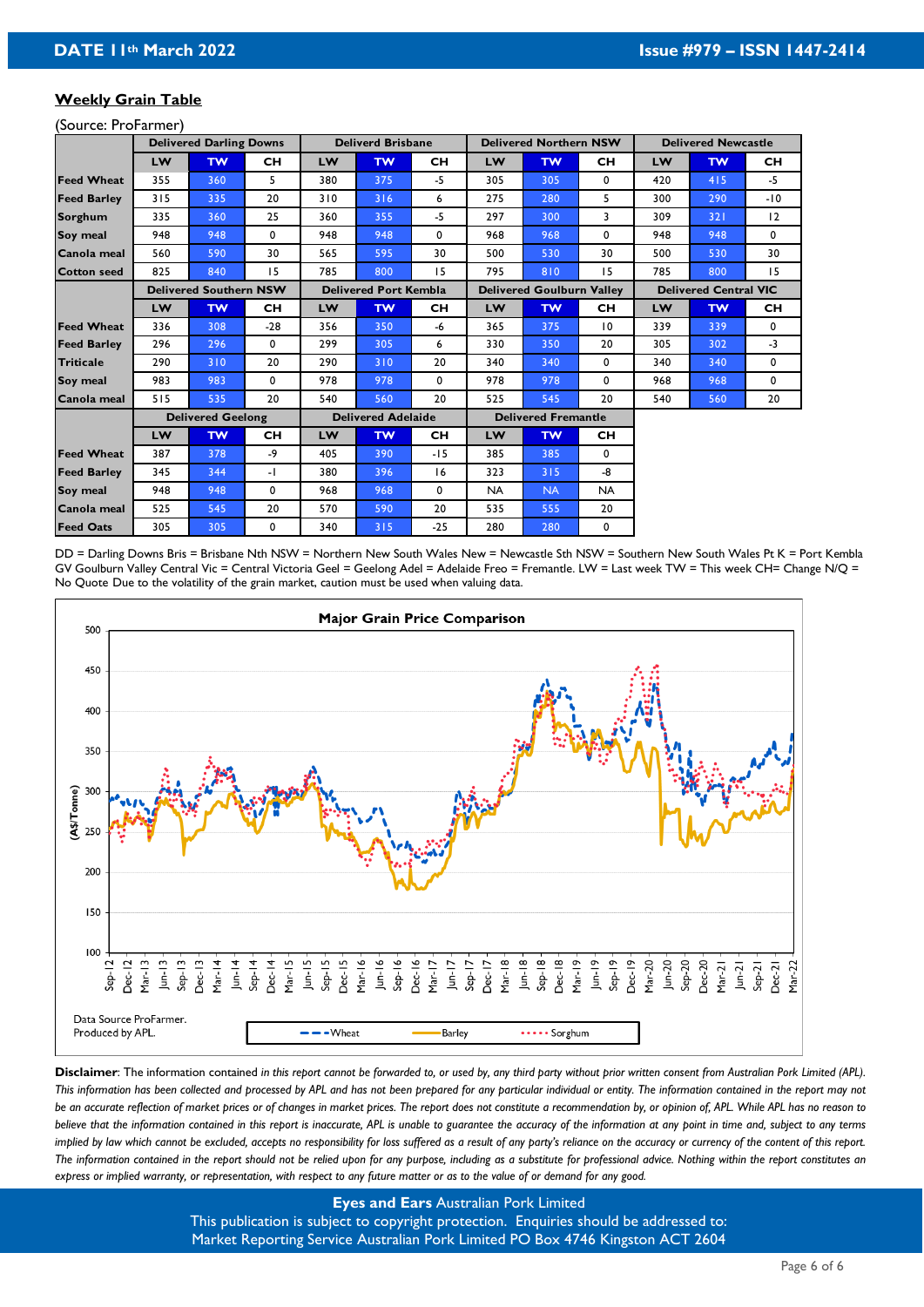DATE 11th March 2022 Issue #979 – ISSN 1447-2414

## Weekly Grain Table

(Source: ProFarmer)

| | Delivered Darling Downs | | | Deliverd Brisbane | | | Delivered Northern NSW | | | Delivered Newcastle | | |
|---|---|---|---|---|---|---|---|---|---|---|---|---|
| | LW | TW | CH | LW | TW | CH | LW | TW | CH | LW | TW | CH |
| Feed Wheat | 355 | 360 | 5 | 380 | 375 | -5 | 305 | 305 | 0 | 420 | 415 | -5 |
| Feed Barley | 315 | 335 | 20 | 310 | 316 | 6 | 275 | 280 | 5 | 300 | 290 | -10 |
| Sorghum | 335 | 360 | 25 | 360 | 355 | -5 | 297 | 300 | 3 | 309 | 321 | 12 |
| Soy meal | 948 | 948 | 0 | 948 | 948 | 0 | 968 | 968 | 0 | 948 | 948 | 0 |
| Canola meal | 560 | 590 | 30 | 565 | 595 | 30 | 500 | 530 | 30 | 500 | 530 | 30 |
| Cotton seed | 825 | 840 | 15 | 785 | 800 | 15 | 795 | 810 | 15 | 785 | 800 | 15 |
| | Delivered Southern NSW | | | Delivered Port Kembla | | | Delivered Goulburn Valley | | | Delivered Central VIC | | |
| | LW | TW | CH | LW | TW | CH | LW | TW | CH | LW | TW | CH |
| Feed Wheat | 336 | 308 | -28 | 356 | 350 | -6 | 365 | 375 | 10 | 339 | 339 | 0 |
| Feed Barley | 296 | 296 | 0 | 299 | 305 | 6 | 330 | 350 | 20 | 305 | 302 | -3 |
| Triticale | 290 | 310 | 20 | 290 | 310 | 20 | 340 | 340 | 0 | 340 | 340 | 0 |
| Soy meal | 983 | 983 | 0 | 978 | 978 | 0 | 978 | 978 | 0 | 968 | 968 | 0 |
| Canola meal | 515 | 535 | 20 | 540 | 560 | 20 | 525 | 545 | 20 | 540 | 560 | 20 |
| | Delivered Geelong | | | Delivered Adelaide | | | Delivered Fremantle | | | | | |
| | LW | TW | CH | LW | TW | CH | LW | TW | CH | | | |
| Feed Wheat | 387 | 378 | -9 | 405 | 390 | -15 | 385 | 385 | 0 | | | |
| Feed Barley | 345 | 344 | -1 | 380 | 396 | 16 | 323 | 315 | -8 | | | |
| Soy meal | 948 | 948 | 0 | 968 | 968 | 0 | NA | NA | NA | | | |
| Canola meal | 525 | 545 | 20 | 570 | 590 | 20 | 535 | 555 | 20 | | | |
| Feed Oats | 305 | 305 | 0 | 340 | 315 | -25 | 280 | 280 | 0 | | | |

DD = Darling Downs Bris = Brisbane Nth NSW = Northern New South Wales New = Newcastle Sth NSW = Southern New South Wales Pt K = Port Kembla GV Goulburn Valley Central Vic = Central Victoria Geel = Geelong Adel = Adelaide Freo = Fremantle. LW = Last week TW = This week CH= Change N/Q = No Quote Due to the volatility of the grain market, caution must be used when valuing data.

Major Grain Price Comparison

(A$/Tonne)

500
450
400
350
300
250
200
150
100

Sep-12 Dec-12 Mar-13 Jun-13 Sep-13 Dec-13 Mar-14 Jun-14 Sep-14 Dec-14 Mar-15 Jun-15 Sep-15 Dec-15 Mar-16 Jun-16 Sep-16 Dec-16 Mar-17 Jun-17 Sep-17 Dec-17 Mar-18 Jun-18 Sep-18 Dec-18 Mar-19 Jun-19 Sep-19 Dec-19 Mar-20 Jun-20 Sep-20 Dec-20 Mar-21 Jun-21 Sep-21 Dec-21 Mar-22

Wheat Barley Sorghum

Data Source ProFarmer.
Produced by APL.

**Disclaimer**: The information contained *in this report cannot be forwarded to, or used by, any third party without prior written consent from Australian Pork Limited (APL). This information has been collected and processed by APL and has not been prepared for any particular individual or entity. The information contained in the report may not be an accurate reflection of market prices or of changes in market prices. The report does not constitute a recommendation by, or opinion of, APL. While APL has no reason to believe that the information contained in this report is inaccurate, APL is unable to guarantee the accuracy of the information at any point in time and, subject to any terms implied by law which cannot be excluded, accepts no responsibility for loss suffered as a result of any party's reliance on the accuracy or currency of the content of this report. The information contained in the report should not be relied upon for any purpose, including as a substitute for professional advice. Nothing within the report constitutes an express or implied warranty, or representation, with respect to any future matter or as to the value of or demand for any good.*

**Eyes and Ears** Australian Pork Limited
This publication is subject to copyright protection. Enquiries should be addressed to:
Market Reporting Service Australian Pork Limited PO Box 4746 Kingston ACT 2604